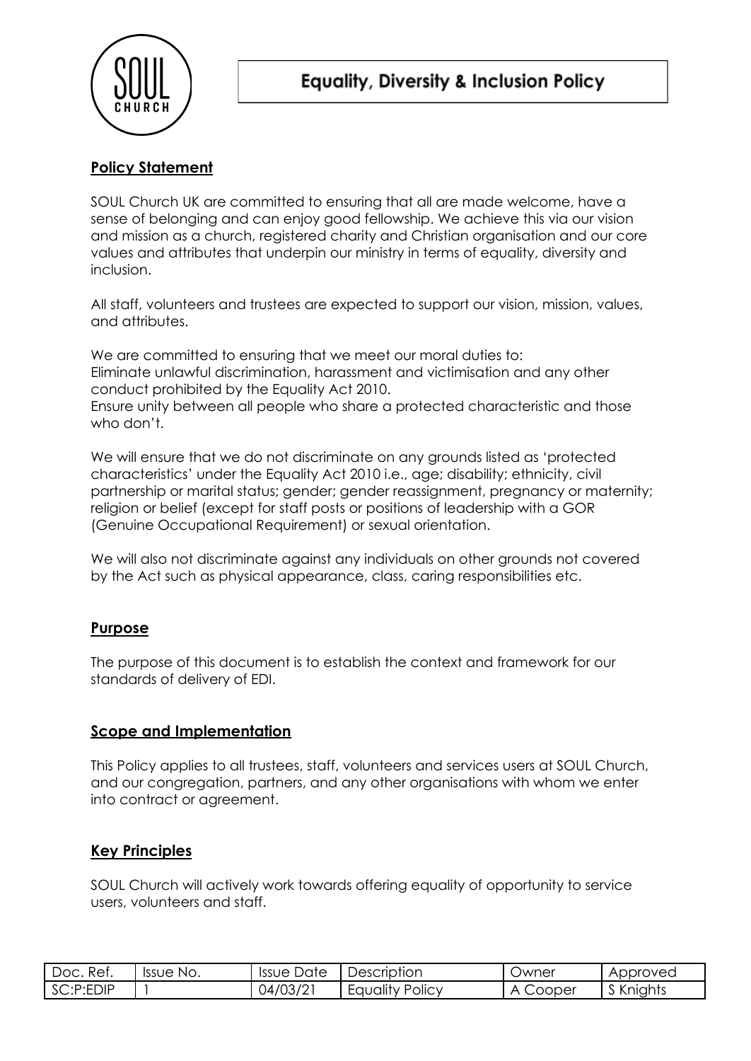# Equality, Diversity & Inclusion Policy

## Policy Statement

SOUL Church UK are committed to ensuring that all are made welcome, have a sense of belonging and can enjoy good fellowship. We achieve this via our vision and mission as a church, registered charity and Christian organisation and our core values and attributes that underpin our ministry in terms of equality, diversity and inclusion.

All staff, volunteers and trustees are expected to support our vision, mission, values, and attributes.

We are committed to ensuring that we meet our moral duties to:
Eliminate unlawful discrimination, harassment and victimisation and any other conduct prohibited by the Equality Act 2010.
Ensure unity between all people who share a protected characteristic and those who don't.

We will ensure that we do not discriminate on any grounds listed as 'protected characteristics' under the Equality Act 2010 i.e., age; disability; ethnicity, civil partnership or marital status; gender; gender reassignment, pregnancy or maternity; religion or belief (except for staff posts or positions of leadership with a GOR (Genuine Occupational Requirement) or sexual orientation.

We will also not discriminate against any individuals on other grounds not covered by the Act such as physical appearance, class, caring responsibilities etc.

## Purpose

The purpose of this document is to establish the context and framework for our standards of delivery of EDI.

## Scope and Implementation

This Policy applies to all trustees, staff, volunteers and services users at SOUL Church, and our congregation, partners, and any other organisations with whom we enter into contract or agreement.

## Key Principles

SOUL Church will actively work towards offering equality of opportunity to service users, volunteers and staff.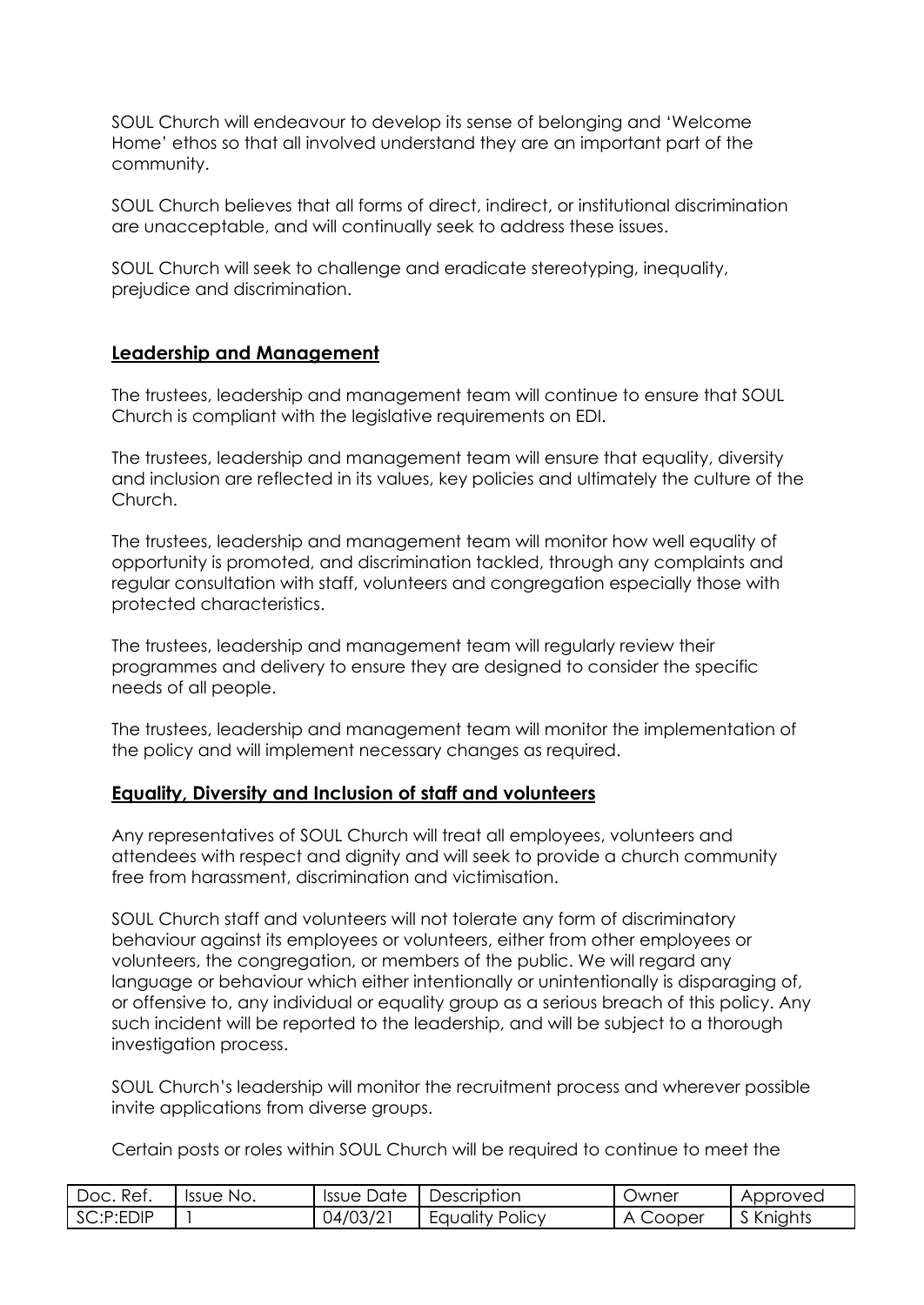SOUL Church will endeavour to develop its sense of belonging and 'Welcome Home' ethos so that all involved understand they are an important part of the community.

SOUL Church believes that all forms of direct, indirect, or institutional discrimination are unacceptable, and will continually seek to address these issues.

SOUL Church will seek to challenge and eradicate stereotyping, inequality, prejudice and discrimination.

## **Leadership and Management**

The trustees, leadership and management team will continue to ensure that SOUL Church is compliant with the legislative requirements on EDI.

The trustees, leadership and management team will ensure that equality, diversity and inclusion are reflected in its values, key policies and ultimately the culture of the Church.

The trustees, leadership and management team will monitor how well equality of opportunity is promoted, and discrimination tackled, through any complaints and regular consultation with staff, volunteers and congregation especially those with protected characteristics.

The trustees, leadership and management team will regularly review their programmes and delivery to ensure they are designed to consider the specific needs of all people.

The trustees, leadership and management team will monitor the implementation of the policy and will implement necessary changes as required.

## **Equality, Diversity and Inclusion of staff and volunteers**

Any representatives of SOUL Church will treat all employees, volunteers and attendees with respect and dignity and will seek to provide a church community free from harassment, discrimination and victimisation.

SOUL Church staff and volunteers will not tolerate any form of discriminatory behaviour against its employees or volunteers, either from other employees or volunteers, the congregation, or members of the public. We will regard any language or behaviour which either intentionally or unintentionally is disparaging of, or offensive to, any individual or equality group as a serious breach of this policy. Any such incident will be reported to the leadership, and will be subject to a thorough investigation process.

SOUL Church's leadership will monitor the recruitment process and wherever possible invite applications from diverse groups.

Certain posts or roles within SOUL Church will be required to continue to meet the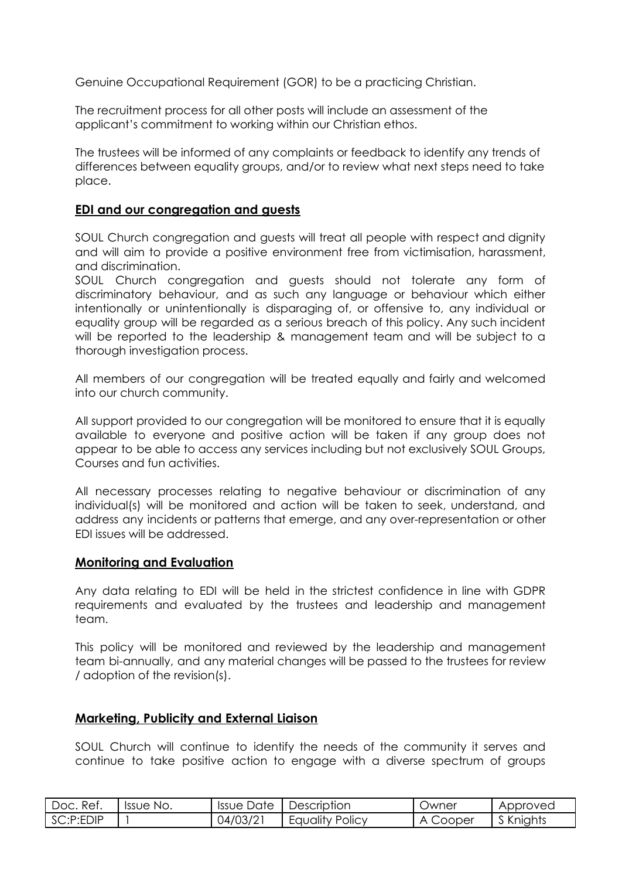Genuine Occupational Requirement (GOR) to be a practicing Christian.

The recruitment process for all other posts will include an assessment of the applicant's commitment to working within our Christian ethos.

The trustees will be informed of any complaints or feedback to identify any trends of differences between equality groups, and/or to review what next steps need to take place.

## **EDI and our congregation and guests**

SOUL Church congregation and guests will treat all people with respect and dignity and will aim to provide a positive environment free from victimisation, harassment, and discrimination.

SOUL Church congregation and guests should not tolerate any form of discriminatory behaviour, and as such any language or behaviour which either intentionally or unintentionally is disparaging of, or offensive to, any individual or equality group will be regarded as a serious breach of this policy. Any such incident will be reported to the leadership & management team and will be subject to a thorough investigation process.

All members of our congregation will be treated equally and fairly and welcomed into our church community.

All support provided to our congregation will be monitored to ensure that it is equally available to everyone and positive action will be taken if any group does not appear to be able to access any services including but not exclusively SOUL Groups, Courses and fun activities.

All necessary processes relating to negative behaviour or discrimination of any individual(s) will be monitored and action will be taken to seek, understand, and address any incidents or patterns that emerge, and any over-representation or other EDI issues will be addressed.

## **Monitoring and Evaluation**

Any data relating to EDI will be held in the strictest confidence in line with GDPR requirements and evaluated by the trustees and leadership and management team.

This policy will be monitored and reviewed by the leadership and management team bi-annually, and any material changes will be passed to the trustees for review / adoption of the revision(s).

## **Marketing, Publicity and External Liaison**

SOUL Church will continue to identify the needs of the community it serves and continue to take positive action to engage with a diverse spectrum of groups

| Doc. Ref. | Issue No. | Issue Date | Description | Owner | Approved |
| --- | --- | --- | --- | --- | --- |
| SC:P:EDIP | 1 | 04/03/21 | Equality Policy | A Cooper | S Knights |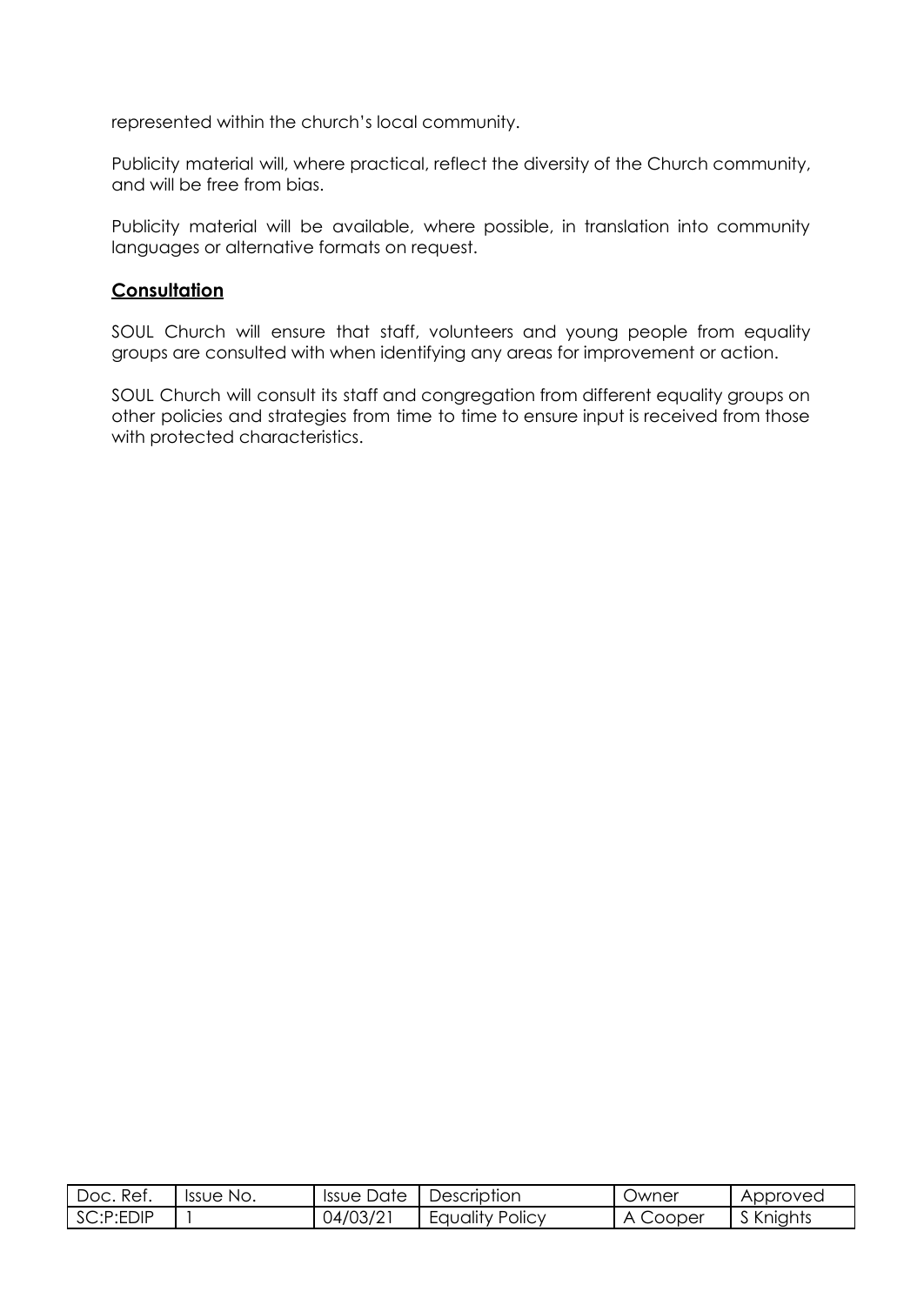represented within the church's local community.

Publicity material will, where practical, reflect the diversity of the Church community, and will be free from bias.

Publicity material will be available, where possible, in translation into community languages or alternative formats on request.

## **Consultation**

SOUL Church will ensure that staff, volunteers and young people from equality groups are consulted with when identifying any areas for improvement or action.

SOUL Church will consult its staff and congregation from different equality groups on other policies and strategies from time to time to ensure input is received from those with protected characteristics.

| Doc. Ref. | Issue No. | Issue Date | Description | Owner | Approved |
|---|---|---|---|---|---|
| SC:P:EDIP | 1 | 04/03/21 | Equality Policy | A Cooper | S Knights |